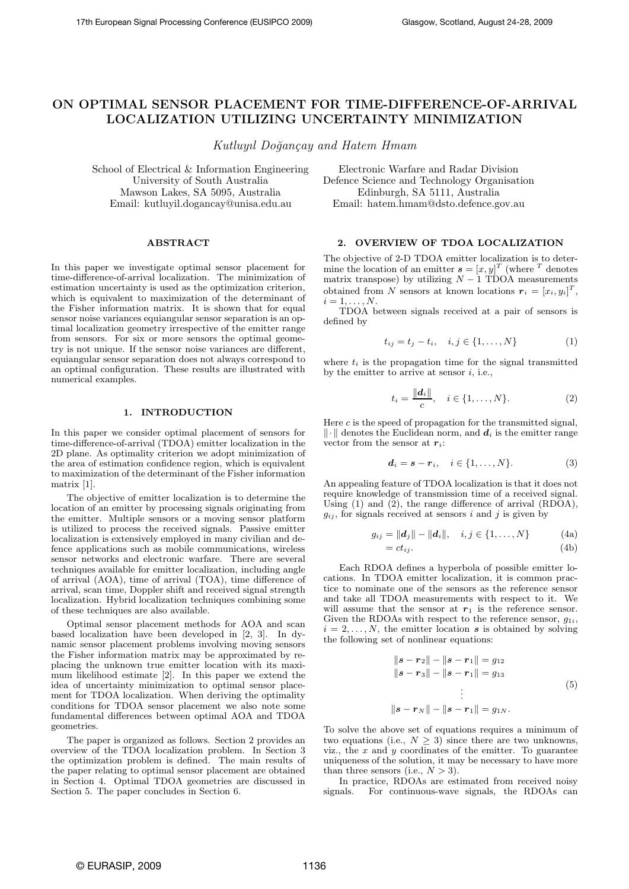# ON OPTIMAL SENSOR PLACEMENT FOR TIME-DIFFERENCE-OF-ARRIVAL LOCALIZATION UTILIZING UNCERTAINTY MINIMIZATION

*Kutluyıl Doğançay and Hatem Hmam*

School of Electrical & Information Engineering
University of South Australia
Mawson Lakes, SA 5095, Australia
Email: kutluyil.dogancay@unisa.edu.au

Electronic Warfare and Radar Division
Defence Science and Technology Organisation
Edinburgh, SA 5111, Australia
Email: hatem.hmam@dsto.defence.gov.au

## ABSTRACT

In this paper we investigate optimal sensor placement for time-difference-of-arrival localization. The minimization of estimation uncertainty is used as the optimization criterion, which is equivalent to maximization of the determinant of the Fisher information matrix. It is shown that for equal sensor noise variances equiangular sensor separation is an optimal localization geometry irrespective of the emitter range from sensors. For six or more sensors the optimal geometry is not unique. If the sensor noise variances are different, equiangular sensor separation does not always correspond to an optimal configuration. These results are illustrated with numerical examples.

## 1. INTRODUCTION

In this paper we consider optimal placement of sensors for time-difference-of-arrival (TDOA) emitter localization in the 2D plane. As optimality criterion we adopt minimization of the area of estimation confidence region, which is equivalent to maximization of the determinant of the Fisher information matrix [1].

The objective of emitter localization is to determine the location of an emitter by processing signals originating from the emitter. Multiple sensors or a moving sensor platform is utilized to process the received signals. Passive emitter localization is extensively employed in many civilian and defence applications such as mobile communications, wireless sensor networks and electronic warfare. There are several techniques available for emitter localization, including angle of arrival (AOA), time of arrival (TOA), time difference of arrival, scan time, Doppler shift and received signal strength localization. Hybrid localization techniques combining some of these techniques are also available.

Optimal sensor placement methods for AOA and scan based localization have been developed in [2, 3]. In dynamic sensor placement problems involving moving sensors the Fisher information matrix may be approximated by replacing the unknown true emitter location with its maximum likelihood estimate [2]. In this paper we extend the idea of uncertainty minimization to optimal sensor placement for TDOA localization. When deriving the optimality conditions for TDOA sensor placement we also note some fundamental differences between optimal AOA and TDOA geometries.

The paper is organized as follows. Section 2 provides an overview of the TDOA localization problem. In Section 3 the optimization problem is defined. The main results of the paper relating to optimal sensor placement are obtained in Section 4. Optimal TDOA geometries are discussed in Section 5. The paper concludes in Section 6.

## 2. OVERVIEW OF TDOA LOCALIZATION

The objective of 2-D TDOA emitter localization is to determine the location of an emitter $\boldsymbol{s} = [x, y]^T$ (where $^T$ denotes matrix transpose) by utilizing $N-1$ TDOA measurements obtained from $N$ sensors at known locations $\boldsymbol{r}_i = [x_i, y_i]^T$, $i = 1, \ldots, N$.

TDOA between signals received at a pair of sensors is defined by

$$t_{ij} = t_j - t_i, \quad i, j \in \{1, \ldots, N\} \tag{1}$$

where $t_i$ is the propagation time for the signal transmitted by the emitter to arrive at sensor $i$, i.e.,

$$t_i = \frac{\|\boldsymbol{d}_i\|}{c}, \quad i \in \{1, \ldots, N\}. \tag{2}$$

Here $c$ is the speed of propagation for the transmitted signal, $\|\cdot\|$ denotes the Euclidean norm, and $\boldsymbol{d}_i$ is the emitter range vector from the sensor at $\boldsymbol{r}_i$:

$$\boldsymbol{d}_i = \boldsymbol{s} - \boldsymbol{r}_i, \quad i \in \{1, \ldots, N\}. \tag{3}$$

An appealing feature of TDOA localization is that it does not require knowledge of transmission time of a received signal. Using (1) and (2), the range difference of arrival (RDOA), $g_{ij}$, for signals received at sensors $i$ and $j$ is given by

$$g_{ij} = \|\boldsymbol{d}_j\| - \|\boldsymbol{d}_i\|, \quad i, j \in \{1, \ldots, N\} \tag{4a}$$

$$= ct_{ij}. \tag{4b}$$

Each RDOA defines a hyperbola of possible emitter locations. In TDOA emitter localization, it is common practice to nominate one of the sensors as the reference sensor and take all TDOA measurements with respect to it. We will assume that the sensor at $\boldsymbol{r}_1$ is the reference sensor. Given the RDOAs with respect to the reference sensor, $g_{1i}$, $i = 2, \ldots, N$, the emitter location $\boldsymbol{s}$ is obtained by solving the following set of nonlinear equations:

$$\begin{aligned}
\|\boldsymbol{s} - \boldsymbol{r}_2\| - \|\boldsymbol{s} - \boldsymbol{r}_1\| &= g_{12} \\
\|\boldsymbol{s} - \boldsymbol{r}_3\| - \|\boldsymbol{s} - \boldsymbol{r}_1\| &= g_{13} \\
&\vdots \\
\|\boldsymbol{s} - \boldsymbol{r}_N\| - \|\boldsymbol{s} - \boldsymbol{r}_1\| &= g_{1N}.
\end{aligned} \tag{5}$$

To solve the above set of equations requires a minimum of two equations (i.e., $N \geq 3$) since there are two unknowns, viz., the $x$ and $y$ coordinates of the emitter. To guarantee uniqueness of the solution, it may be necessary to have more than three sensors (i.e., $N > 3$).

In practice, RDOAs are estimated from received noisy signals. For continuous-wave signals, the RDOAs can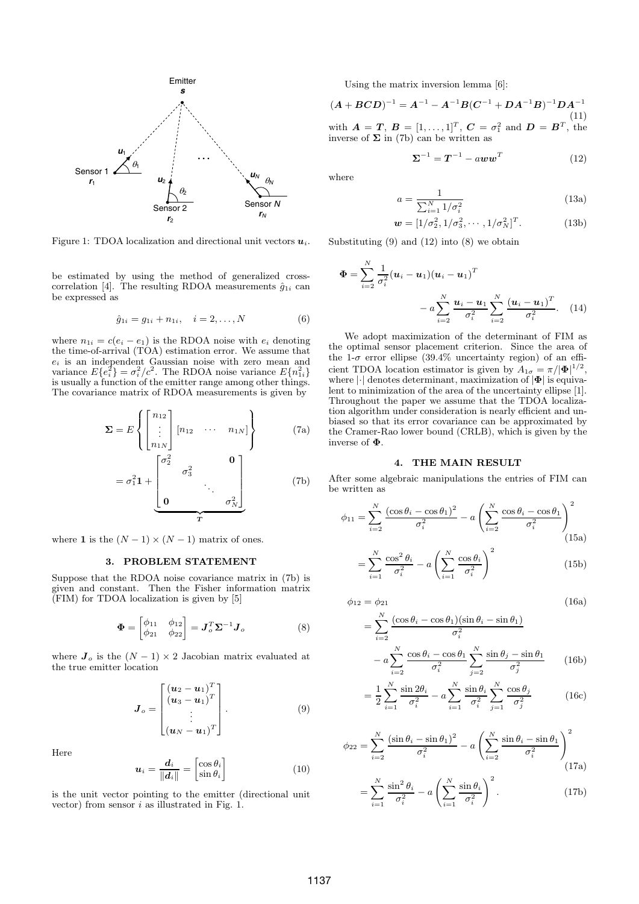Figure 1: TDOA localization and directional unit vectors $\boldsymbol{u}_i$.

be estimated by using the method of generalized cross-correlation [4]. The resulting RDOA measurements $\hat{g}_{1i}$ can be expressed as

$$\hat{g}_{1i} = g_{1i} + n_{1i}, \quad i = 2, \ldots, N \tag{6}$$

where $n_{1i} = c(e_i - e_1)$ is the RDOA noise with $e_i$ denoting the time-of-arrival (TOA) estimation error. We assume that $e_i$ is an independent Gaussian noise with zero mean and variance $E\{e_i^2\} = \sigma_i^2/c^2$. The RDOA noise variance $E\{n_{1i}^2\}$ is usually a function of the emitter range among other things. The covariance matrix of RDOA measurements is given by

$$\boldsymbol{\Sigma} = E\left\{ \begin{bmatrix} n_{12} \\ \vdots \\ n_{1N} \end{bmatrix} \begin{bmatrix} n_{12} & \cdots & n_{1N} \end{bmatrix} \right\} \tag{7a}$$

$$= \sigma_1^2 \mathbf{1} + \underbrace{\begin{bmatrix} \sigma_2^2 & & & \mathbf{0} \\ & \sigma_3^2 & & \\ & & \ddots & \\ \mathbf{0} & & & \sigma_N^2 \end{bmatrix}}_{\boldsymbol{T}} \tag{7b}$$

where $\mathbf{1}$ is the $(N-1) \times (N-1)$ matrix of ones.

## 3. PROBLEM STATEMENT

Suppose that the RDOA noise covariance matrix in (7b) is given and constant. Then the Fisher information matrix (FIM) for TDOA localization is given by [5]

$$\boldsymbol{\Phi} = \begin{bmatrix} \phi_{11} & \phi_{12} \\ \phi_{21} & \phi_{22} \end{bmatrix} = \boldsymbol{J}_o^T \boldsymbol{\Sigma}^{-1} \boldsymbol{J}_o \tag{8}$$

where $\boldsymbol{J}_o$ is the $(N-1) \times 2$ Jacobian matrix evaluated at the true emitter location

$$\boldsymbol{J}_o = \begin{bmatrix} (\boldsymbol{u}_2 - \boldsymbol{u}_1)^T \\ (\boldsymbol{u}_3 - \boldsymbol{u}_1)^T \\ \vdots \\ (\boldsymbol{u}_N - \boldsymbol{u}_1)^T \end{bmatrix}. \tag{9}$$

Here

$$\boldsymbol{u}_i = \frac{\boldsymbol{d}_i}{\|\boldsymbol{d}_i\|} = \begin{bmatrix} \cos\theta_i \\ \sin\theta_i \end{bmatrix} \tag{10}$$

is the unit vector pointing to the emitter (directional unit vector) from sensor $i$ as illustrated in Fig. 1.

Using the matrix inversion lemma [6]:

$$(\boldsymbol{A} + \boldsymbol{BCD})^{-1} = \boldsymbol{A}^{-1} - \boldsymbol{A}^{-1}\boldsymbol{B}(\boldsymbol{C}^{-1} + \boldsymbol{D}\boldsymbol{A}^{-1}\boldsymbol{B})^{-1}\boldsymbol{D}\boldsymbol{A}^{-1} \tag{11}$$

with $\boldsymbol{A} = \boldsymbol{T}$, $\boldsymbol{B} = [1, \ldots, 1]^T$, $\boldsymbol{C} = \sigma_1^2$ and $\boldsymbol{D} = \boldsymbol{B}^T$, the inverse of $\boldsymbol{\Sigma}$ in (7b) can be written as

$$\boldsymbol{\Sigma}^{-1} = \boldsymbol{T}^{-1} - a\boldsymbol{w}\boldsymbol{w}^T \tag{12}$$

where

$$a = \frac{1}{\sum_{i=1}^N 1/\sigma_i^2} \tag{13a}$$

$$\boldsymbol{w} = [1/\sigma_2^2, 1/\sigma_3^2, \cdots, 1/\sigma_N^2]^T. \tag{13b}$$

Substituting (9) and (12) into (8) we obtain

$$\boldsymbol{\Phi} = \sum_{i=2}^N \frac{1}{\sigma_i^2}(\boldsymbol{u}_i - \boldsymbol{u}_1)(\boldsymbol{u}_i - \boldsymbol{u}_1)^T - a\sum_{i=2}^N \frac{\boldsymbol{u}_i - \boldsymbol{u}_1}{\sigma_i^2} \sum_{i=2}^N \frac{(\boldsymbol{u}_i - \boldsymbol{u}_1)^T}{\sigma_i^2}. \tag{14}$$

We adopt maximization of the determinant of FIM as the optimal sensor placement criterion. Since the area of the 1-$\sigma$ error ellipse (39.4% uncertainty region) of an efficient TDOA location estimator is given by $A_{1\sigma} = \pi/|\boldsymbol{\Phi}|^{1/2}$, where $|\cdot|$ denotes determinant, maximization of $|\boldsymbol{\Phi}|$ is equivalent to minimization of the area of the uncertainty ellipse [1]. Throughout the paper we assume that the TDOA localization algorithm under consideration is nearly efficient and unbiased so that its error covariance can be approximated by the Cramer-Rao lower bound (CRLB), which is given by the inverse of $\boldsymbol{\Phi}$.

## 4. THE MAIN RESULT

After some algebraic manipulations the entries of FIM can be written as

$$\phi_{11} = \sum_{i=2}^N \frac{(\cos\theta_i - \cos\theta_1)^2}{\sigma_i^2} - a\left(\sum_{i=2}^N \frac{\cos\theta_i - \cos\theta_1}{\sigma_i^2}\right)^2 \tag{15a}$$

$$= \sum_{i=1}^N \frac{\cos^2\theta_i}{\sigma_i^2} - a\left(\sum_{i=1}^N \frac{\cos\theta_i}{\sigma_i^2}\right)^2 \tag{15b}$$

$$\phi_{12} = \phi_{21} \tag{16a}$$

$$= \sum_{i=2}^N \frac{(\cos\theta_i - \cos\theta_1)(\sin\theta_i - \sin\theta_1)}{\sigma_i^2} - a\sum_{i=2}^N \frac{\cos\theta_i - \cos\theta_1}{\sigma_i^2} \sum_{j=2}^N \frac{\sin\theta_j - \sin\theta_1}{\sigma_j^2} \tag{16b}$$

$$= \frac{1}{2}\sum_{i=1}^N \frac{\sin 2\theta_i}{\sigma_i^2} - a\sum_{i=1}^N \frac{\sin\theta_i}{\sigma_i^2} \sum_{j=1}^N \frac{\cos\theta_j}{\sigma_j^2} \tag{16c}$$

$$\phi_{22} = \sum_{i=2}^N \frac{(\sin\theta_i - \sin\theta_1)^2}{\sigma_i^2} - a\left(\sum_{i=2}^N \frac{\sin\theta_i - \sin\theta_1}{\sigma_i^2}\right)^2 \tag{17a}$$

$$= \sum_{i=1}^N \frac{\sin^2\theta_i}{\sigma_i^2} - a\left(\sum_{i=1}^N \frac{\sin\theta_i}{\sigma_i^2}\right)^2. \tag{17b}$$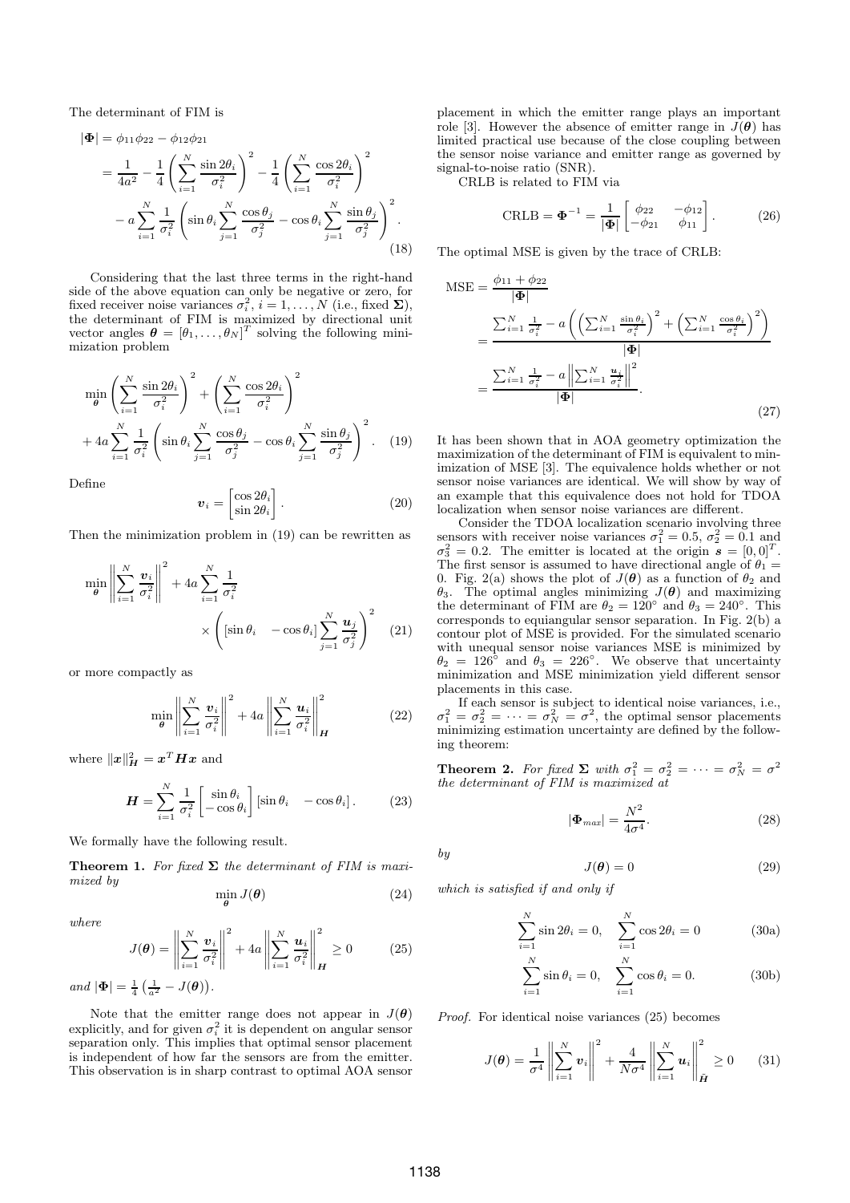The determinant of FIM is

$$
\begin{aligned}
|\boldsymbol{\Phi}| &= \phi_{11}\phi_{22} - \phi_{12}\phi_{21} \\
&= \frac{1}{4a^2} - \frac{1}{4}\left(\sum_{i=1}^{N} \frac{\sin 2\theta_i}{\sigma_i^2}\right)^2 - \frac{1}{4}\left(\sum_{i=1}^{N} \frac{\cos 2\theta_i}{\sigma_i^2}\right)^2 \\
&\quad - a\sum_{i=1}^{N} \frac{1}{\sigma_i^2}\left(\sin\theta_i \sum_{j=1}^{N} \frac{\cos\theta_j}{\sigma_j^2} - \cos\theta_i \sum_{j=1}^{N} \frac{\sin\theta_j}{\sigma_j^2}\right)^2.
\end{aligned} \tag{18}
$$

Considering that the last three terms in the right-hand side of the above equation can only be negative or zero, for fixed receiver noise variances $\sigma_i^2$, $i = 1, \ldots, N$ (i.e., fixed $\boldsymbol{\Sigma}$), the determinant of FIM is maximized by directional unit vector angles $\boldsymbol{\theta} = [\theta_1, \ldots, \theta_N]^T$ solving the following minimization problem

$$
\begin{aligned}
\min_{\boldsymbol{\theta}} &\left(\sum_{i=1}^{N} \frac{\sin 2\theta_i}{\sigma_i^2}\right)^2 + \left(\sum_{i=1}^{N} \frac{\cos 2\theta_i}{\sigma_i^2}\right)^2 \\
&+ 4a\sum_{i=1}^{N} \frac{1}{\sigma_i^2}\left(\sin\theta_i \sum_{j=1}^{N} \frac{\cos\theta_j}{\sigma_j^2} - \cos\theta_i \sum_{j=1}^{N} \frac{\sin\theta_j}{\sigma_j^2}\right)^2.
\end{aligned} \tag{19}
$$

Define

$$
\boldsymbol{v}_i = \begin{bmatrix} \cos 2\theta_i \\ \sin 2\theta_i \end{bmatrix}. \tag{20}
$$

Then the minimization problem in (19) can be rewritten as

$$
\begin{aligned}
\min_{\boldsymbol{\theta}} \left\|\sum_{i=1}^{N} \frac{\boldsymbol{v}_i}{\sigma_i^2}\right\|^2 &+ 4a\sum_{i=1}^{N} \frac{1}{\sigma_i^2} \\
&\times \left([\sin\theta_i \quad -\cos\theta_i] \sum_{j=1}^{N} \frac{\boldsymbol{u}_j}{\sigma_j^2}\right)^2
\end{aligned} \tag{21}
$$

or more compactly as

$$
\min_{\boldsymbol{\theta}} \left\|\sum_{i=1}^{N} \frac{\boldsymbol{v}_i}{\sigma_i^2}\right\|^2 + 4a\left\|\sum_{i=1}^{N} \frac{\boldsymbol{u}_i}{\sigma_i^2}\right\|_{\boldsymbol{H}}^2 \tag{22}
$$

where $\|\boldsymbol{x}\|_{\boldsymbol{H}}^2 = \boldsymbol{x}^T\boldsymbol{H}\boldsymbol{x}$ and

$$
\boldsymbol{H} = \sum_{i=1}^{N} \frac{1}{\sigma_i^2} \begin{bmatrix} \sin\theta_i \\ -\cos\theta_i \end{bmatrix} [\sin\theta_i \quad -\cos\theta_i]. \tag{23}
$$

We formally have the following result.

**Theorem 1.** *For fixed $\boldsymbol{\Sigma}$ the determinant of FIM is maximized by*

$$
\min_{\boldsymbol{\theta}} J(\boldsymbol{\theta}) \tag{24}
$$

*where*

$$
J(\boldsymbol{\theta}) = \left\|\sum_{i=1}^{N} \frac{\boldsymbol{v}_i}{\sigma_i^2}\right\|^2 + 4a\left\|\sum_{i=1}^{N} \frac{\boldsymbol{u}_i}{\sigma_i^2}\right\|_{\boldsymbol{H}}^2 \geq 0 \tag{25}
$$

*and* $|\boldsymbol{\Phi}| = \frac{1}{4}\left(\frac{1}{a^2} - J(\boldsymbol{\theta})\right)$.

Note that the emitter range does not appear in $J(\boldsymbol{\theta})$ explicitly, and for given $\sigma_i^2$ it is dependent on angular sensor separation only. This implies that optimal sensor placement is independent of how far the sensors are from the emitter. This observation is in sharp contrast to optimal AOA sensor placement in which the emitter range plays an important role [3]. However the absence of emitter range in $J(\boldsymbol{\theta})$ has limited practical use because of the close coupling between the sensor noise variance and emitter range as governed by signal-to-noise ratio (SNR).

CRLB is related to FIM via

$$
\text{CRLB} = \boldsymbol{\Phi}^{-1} = \frac{1}{|\boldsymbol{\Phi}|}\begin{bmatrix} \phi_{22} & -\phi_{12} \\ -\phi_{21} & \phi_{11} \end{bmatrix}. \tag{26}
$$

The optimal MSE is given by the trace of CRLB:

$$
\begin{aligned}
\text{MSE} &= \frac{\phi_{11} + \phi_{22}}{|\boldsymbol{\Phi}|} \\
&= \frac{\sum_{i=1}^{N} \frac{1}{\sigma_i^2} - a\left(\left(\sum_{i=1}^{N} \frac{\sin\theta_i}{\sigma_i^2}\right)^2 + \left(\sum_{i=1}^{N} \frac{\cos\theta_i}{\sigma_i^2}\right)^2\right)}{|\boldsymbol{\Phi}|} \\
&= \frac{\sum_{i=1}^{N} \frac{1}{\sigma_i^2} - a\left\|\sum_{i=1}^{N} \frac{\boldsymbol{u}_i}{\sigma_i^2}\right\|^2}{|\boldsymbol{\Phi}|}.
\end{aligned} \tag{27}
$$

It has been shown that in AOA geometry optimization the maximization of the determinant of FIM is equivalent to minimization of MSE [3]. The equivalence holds whether or not sensor noise variances are identical. We will show by way of an example that this equivalence does not hold for TDOA localization when sensor noise variances are different.

Consider the TDOA localization scenario involving three sensors with receiver noise variances $\sigma_1^2 = 0.5$, $\sigma_2^2 = 0.1$ and $\sigma_3^2 = 0.2$. The emitter is located at the origin $\boldsymbol{s} = [0, 0]^T$. The first sensor is assumed to have directional angle of $\theta_1 = 0$. Fig. 2(a) shows the plot of $J(\boldsymbol{\theta})$ as a function of $\theta_2$ and $\theta_3$. The optimal angles minimizing $J(\boldsymbol{\theta})$ and maximizing the determinant of FIM are $\theta_2 = 120°$ and $\theta_3 = 240°$. This corresponds to equiangular sensor separation. In Fig. 2(b) a contour plot of MSE is provided. For the simulated scenario with unequal sensor noise variances MSE is minimized by $\theta_2 = 126°$ and $\theta_3 = 226°$. We observe that uncertainty minimization and MSE minimization yield different sensor placements in this case.

If each sensor is subject to identical noise variances, i.e., $\sigma_1^2 = \sigma_2^2 = \cdots = \sigma_N^2 = \sigma^2$, the optimal sensor placements minimizing estimation uncertainty are defined by the following theorem:

**Theorem 2.** *For fixed $\boldsymbol{\Sigma}$ with $\sigma_1^2 = \sigma_2^2 = \cdots = \sigma_N^2 = \sigma^2$ the determinant of FIM is maximized at*

$$
|\boldsymbol{\Phi}_{max}| = \frac{N^2}{4\sigma^4}. \tag{28}
$$

*by*

$$
J(\boldsymbol{\theta}) = 0 \tag{29}
$$

*which is satisfied if and only if*

$$
\sum_{i=1}^{N} \sin 2\theta_i = 0, \quad \sum_{i=1}^{N} \cos 2\theta_i = 0 \tag{30a}
$$

$$
\sum_{i=1}^{N} \sin\theta_i = 0, \quad \sum_{i=1}^{N} \cos\theta_i = 0. \tag{30b}
$$

*Proof.* For identical noise variances (25) becomes

$$
J(\boldsymbol{\theta}) = \frac{1}{\sigma^4}\left\|\sum_{i=1}^{N} \boldsymbol{v}_i\right\|^2 + \frac{4}{N\sigma^4}\left\|\sum_{i=1}^{N} \boldsymbol{u}_i\right\|_{\tilde{\boldsymbol{H}}}^2 \geq 0 \tag{31}
$$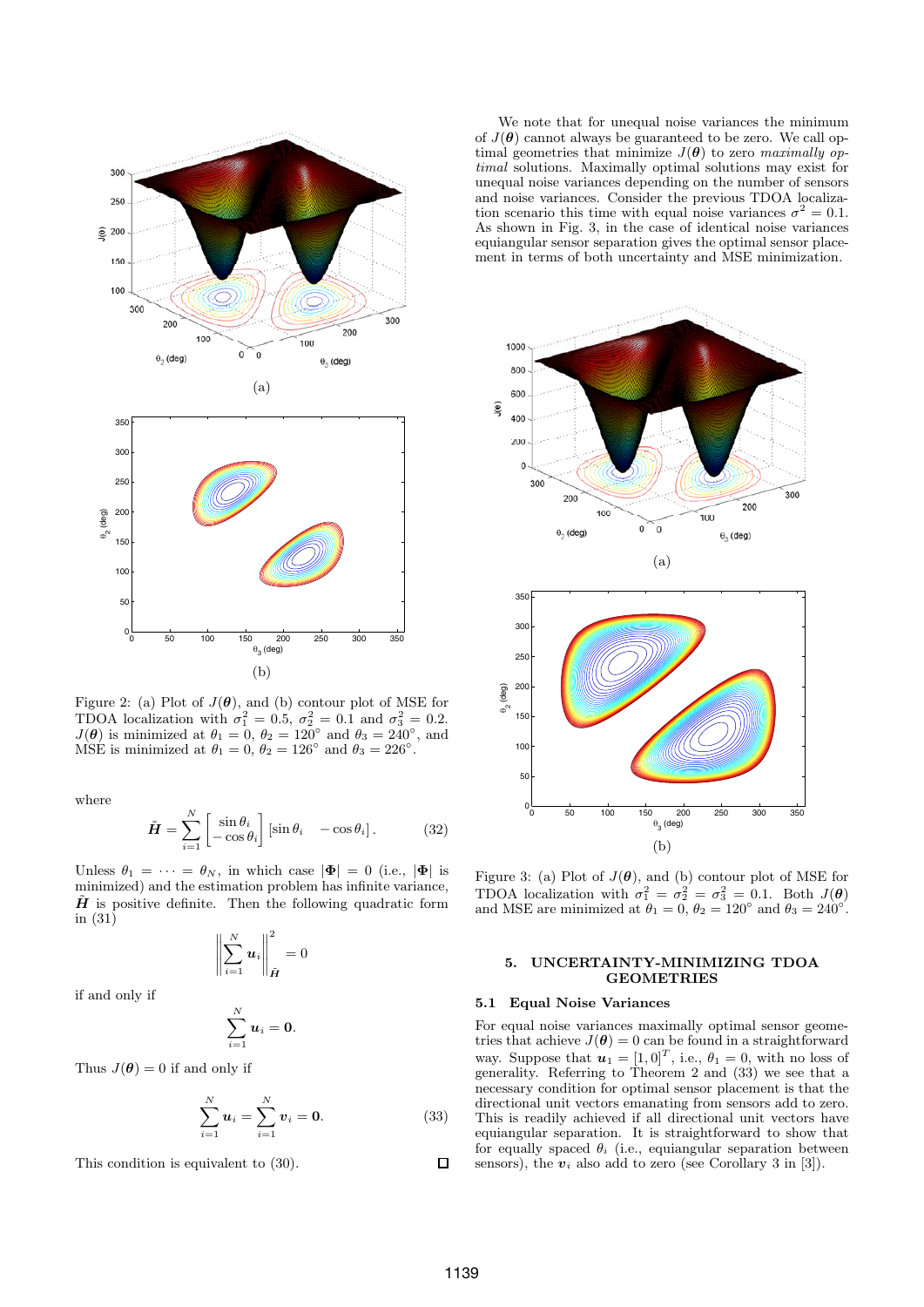Figure 2: (a) Plot of $J(\boldsymbol{\theta})$, and (b) contour plot of MSE for TDOA localization with $\sigma_1^2 = 0.5$, $\sigma_2^2 = 0.1$ and $\sigma_3^2 = 0.2$. $J(\boldsymbol{\theta})$ is minimized at $\theta_1 = 0$, $\theta_2 = 120°$ and $\theta_3 = 240°$, and MSE is minimized at $\theta_1 = 0$, $\theta_2 = 126°$ and $\theta_3 = 226°$.

where

$$\tilde{\boldsymbol{H}} = \sum_{i=1}^{N} \begin{bmatrix} \sin\theta_i \\ -\cos\theta_i \end{bmatrix} [\sin\theta_i \quad -\cos\theta_i]. \tag{32}$$

Unless $\theta_1 = \cdots = \theta_N$, in which case $|\boldsymbol{\Phi}| = 0$ (i.e., $|\boldsymbol{\Phi}|$ is minimized) and the estimation problem has infinite variance, $\tilde{\boldsymbol{H}}$ is positive definite. Then the following quadratic form in (31)

$$\left\| \sum_{i=1}^{N} \boldsymbol{u}_i \right\|_{\tilde{\boldsymbol{H}}}^2 = 0$$

if and only if

$$\sum_{i=1}^{N} \boldsymbol{u}_i = \boldsymbol{0}.$$

Thus $J(\boldsymbol{\theta}) = 0$ if and only if

$$\sum_{i=1}^{N} \boldsymbol{u}_i = \sum_{i=1}^{N} \boldsymbol{v}_i = \boldsymbol{0}. \tag{33}$$

This condition is equivalent to (30). □

We note that for unequal noise variances the minimum of $J(\boldsymbol{\theta})$ cannot always be guaranteed to be zero. We call optimal geometries that minimize $J(\boldsymbol{\theta})$ to zero *maximally optimal* solutions. Maximally optimal solutions may exist for unequal noise variances depending on the number of sensors and noise variances. Consider the previous TDOA localization scenario this time with equal noise variances $\sigma^2 = 0.1$. As shown in Fig. 3, in the case of identical noise variances equiangular sensor separation gives the optimal sensor placement in terms of both uncertainty and MSE minimization.

Figure 3: (a) Plot of $J(\boldsymbol{\theta})$, and (b) contour plot of MSE for TDOA localization with $\sigma_1^2 = \sigma_2^2 = \sigma_3^2 = 0.1$. Both $J(\boldsymbol{\theta})$ and MSE are minimized at $\theta_1 = 0$, $\theta_2 = 120°$ and $\theta_3 = 240°$.

## 5. UNCERTAINTY-MINIMIZING TDOA GEOMETRIES

### 5.1 Equal Noise Variances

For equal noise variances maximally optimal sensor geometries that achieve $J(\boldsymbol{\theta}) = 0$ can be found in a straightforward way. Suppose that $\boldsymbol{u}_1 = [1, 0]^T$, i.e., $\theta_1 = 0$, with no loss of generality. Referring to Theorem 2 and (33) we see that a necessary condition for optimal sensor placement is that the directional unit vectors emanating from sensors add to zero. This is readily achieved if all directional unit vectors have equiangular separation. It is straightforward to show that for equally spaced $\theta_i$ (i.e., equiangular separation between sensors), the $\boldsymbol{v}_i$ also add to zero (see Corollary 3 in [3]).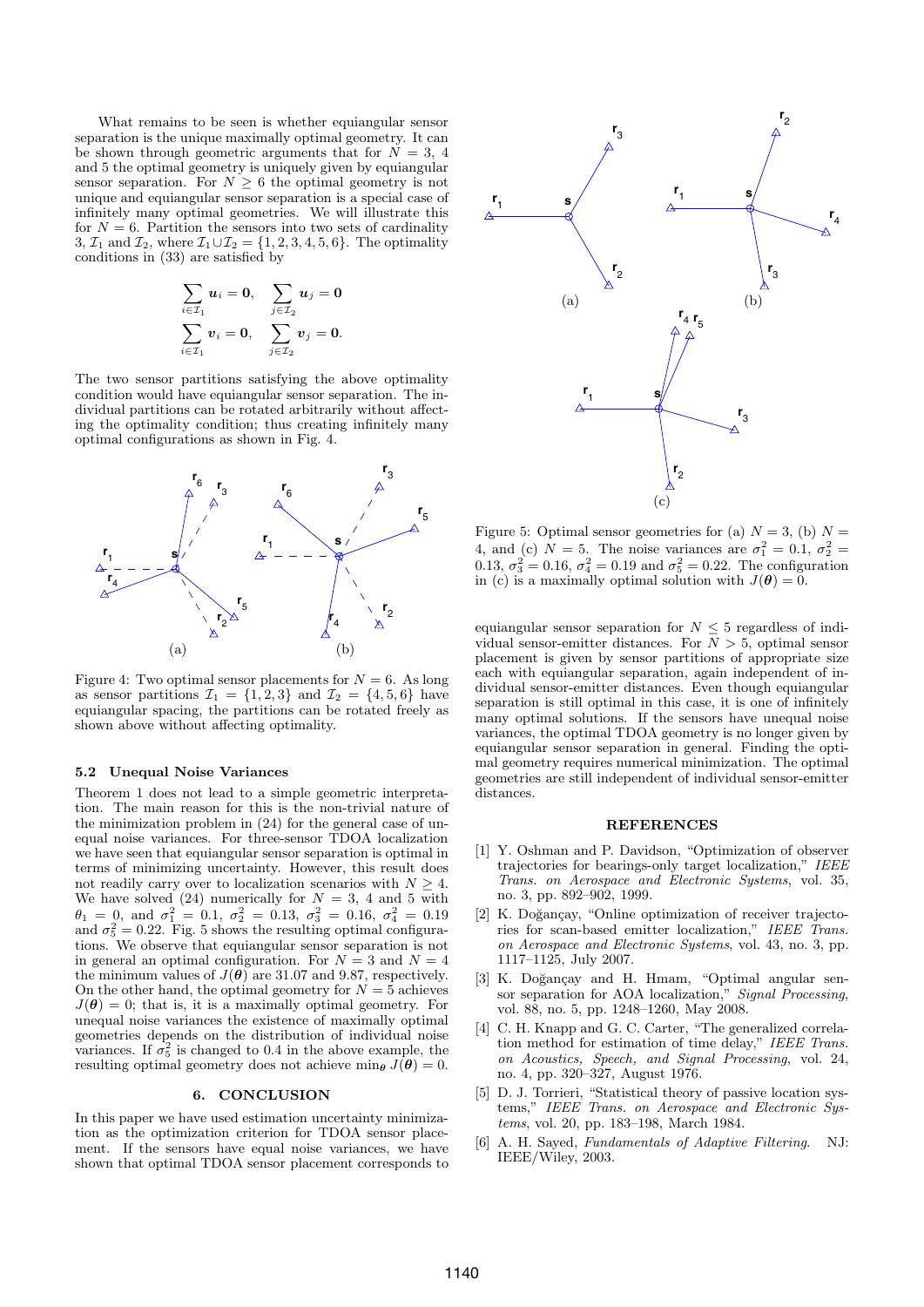What remains to be seen is whether equiangular sensor separation is the unique maximally optimal geometry. It can be shown through geometric arguments that for $N = 3$, 4 and 5 the optimal geometry is uniquely given by equiangular sensor separation. For $N \geq 6$ the optimal geometry is not unique and equiangular sensor separation is a special case of infinitely many optimal geometries. We will illustrate this for $N = 6$. Partition the sensors into two sets of cardinality 3, $\mathcal{I}_1$ and $\mathcal{I}_2$, where $\mathcal{I}_1 \cup \mathcal{I}_2 = \{1, 2, 3, 4, 5, 6\}$. The optimality conditions in (33) are satisfied by

$$\sum_{i \in \mathcal{I}_1} \boldsymbol{u}_i = \boldsymbol{0}, \quad \sum_{j \in \mathcal{I}_2} \boldsymbol{u}_j = \boldsymbol{0}$$
$$\sum_{i \in \mathcal{I}_1} \boldsymbol{v}_i = \boldsymbol{0}, \quad \sum_{j \in \mathcal{I}_2} \boldsymbol{v}_j = \boldsymbol{0}.$$

The two sensor partitions satisfying the above optimality condition would have equiangular sensor separation. The individual partitions can be rotated arbitrarily without affecting the optimality condition; thus creating infinitely many optimal configurations as shown in Fig. 4.

Figure 4: Two optimal sensor placements for $N = 6$. As long as sensor partitions $\mathcal{I}_1 = \{1, 2, 3\}$ and $\mathcal{I}_2 = \{4, 5, 6\}$ have equiangular spacing, the partitions can be rotated freely as shown above without affecting optimality.

### 5.2 Unequal Noise Variances

Theorem 1 does not lead to a simple geometric interpretation. The main reason for this is the non-trivial nature of the minimization problem in (24) for the general case of unequal noise variances. For three-sensor TDOA localization we have seen that equiangular sensor separation is optimal in terms of minimizing uncertainty. However, this result does not readily carry over to localization scenarios with $N \geq 4$. We have solved (24) numerically for $N = 3$, 4 and 5 with $\theta_1 = 0$, and $\sigma_1^2 = 0.1$, $\sigma_2^2 = 0.13$, $\sigma_3^2 = 0.16$, $\sigma_4^2 = 0.19$ and $\sigma_5^2 = 0.22$. Fig. 5 shows the resulting optimal configurations. We observe that equiangular sensor separation is not in general an optimal configuration. For $N = 3$ and $N = 4$ the minimum values of $J(\boldsymbol{\theta})$ are 31.07 and 9.87, respectively. On the other hand, the optimal geometry for $N = 5$ achieves $J(\boldsymbol{\theta}) = 0$; that is, it is a maximally optimal geometry. For unequal noise variances the existence of maximally optimal geometries depends on the distribution of individual noise variances. If $\sigma_5^2$ is changed to 0.4 in the above example, the resulting optimal geometry does not achieve $\min_{\boldsymbol{\theta}} J(\boldsymbol{\theta}) = 0$.

## 6. CONCLUSION

In this paper we have used estimation uncertainty minimization as the optimization criterion for TDOA sensor placement. If the sensors have equal noise variances, we have shown that optimal TDOA sensor placement corresponds to equiangular sensor separation for $N \leq 5$ regardless of individual sensor-emitter distances. For $N > 5$, optimal sensor placement is given by sensor partitions of appropriate size each with equiangular separation, again independent of individual sensor-emitter distances. Even though equiangular separation is still optimal in this case, it is one of infinitely many optimal solutions. If the sensors have unequal noise variances, the optimal TDOA geometry is no longer given by equiangular sensor separation in general. Finding the optimal geometry requires numerical minimization. The optimal geometries are still independent of individual sensor-emitter distances.

Figure 5: Optimal sensor geometries for (a) $N = 3$, (b) $N = 4$, and (c) $N = 5$. The noise variances are $\sigma_1^2 = 0.1$, $\sigma_2^2 = 0.13$, $\sigma_3^2 = 0.16$, $\sigma_4^2 = 0.19$ and $\sigma_5^2 = 0.22$. The configuration in (c) is a maximally optimal solution with $J(\boldsymbol{\theta}) = 0$.

## REFERENCES

[1] Y. Oshman and P. Davidson, "Optimization of observer trajectories for bearings-only target localization," *IEEE Trans. on Aerospace and Electronic Systems*, vol. 35, no. 3, pp. 892–902, 1999.

[2] K. Doğançay, "Online optimization of receiver trajectories for scan-based emitter localization," *IEEE Trans. on Aerospace and Electronic Systems*, vol. 43, no. 3, pp. 1117–1125, July 2007.

[3] K. Doğançay and H. Hmam, "Optimal angular sensor separation for AOA localization," *Signal Processing*, vol. 88, no. 5, pp. 1248–1260, May 2008.

[4] C. H. Knapp and G. C. Carter, "The generalized correlation method for estimation of time delay," *IEEE Trans. on Acoustics, Speech, and Signal Processing*, vol. 24, no. 4, pp. 320–327, August 1976.

[5] D. J. Torrieri, "Statistical theory of passive location systems," *IEEE Trans. on Aerospace and Electronic Systems*, vol. 20, pp. 183–198, March 1984.

[6] A. H. Sayed, *Fundamentals of Adaptive Filtering*. NJ: IEEE/Wiley, 2003.